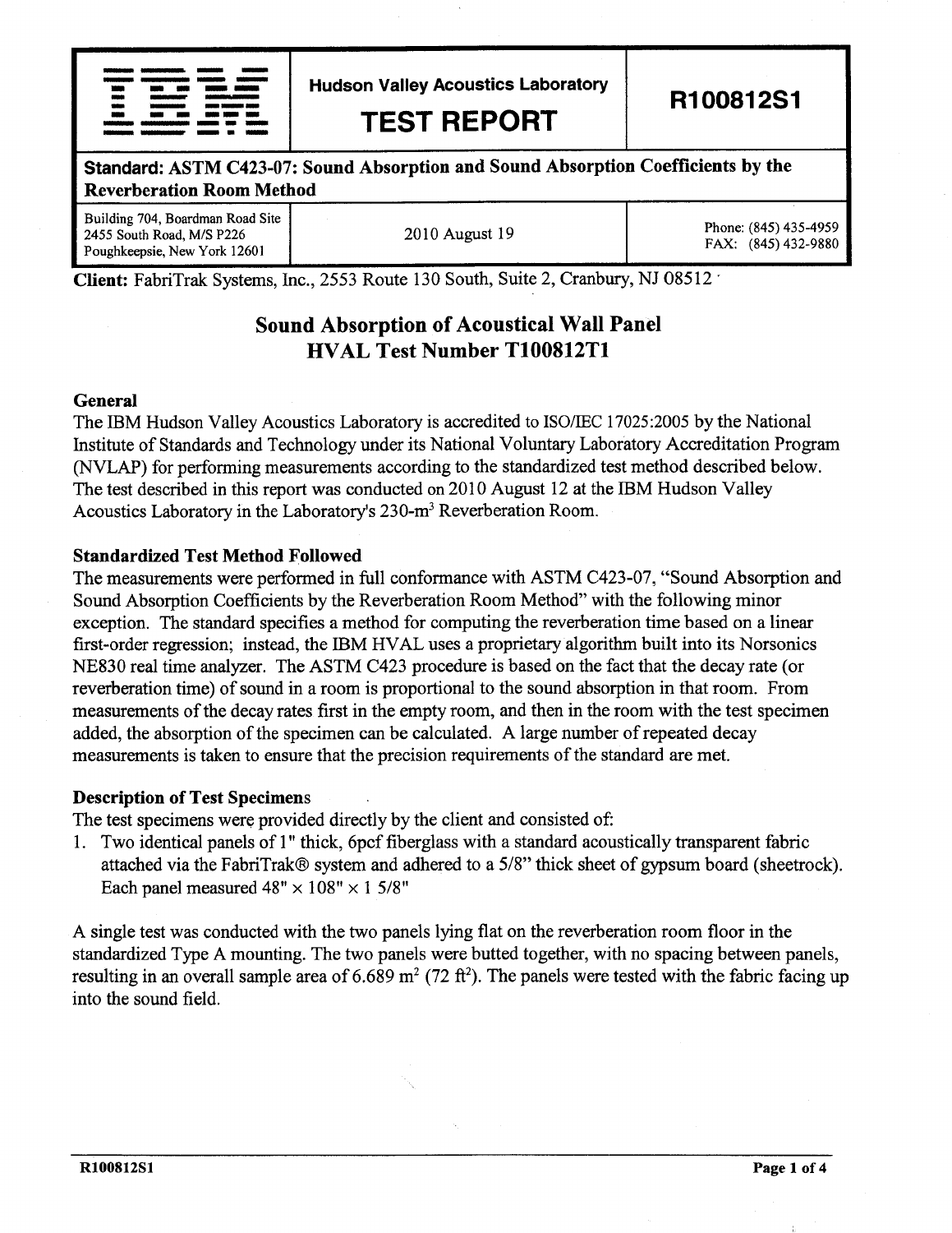| IBM | Hudson Valley Acoustics Laboratory **TEST REPORT** | **R100812S1** |
|---|---|---|
| **Standard: ASTM C423-07: Sound Absorption and Sound Absorption Coefficients by the Reverberation Room Method** | | |
| Building 704, Boardman Road Site 2455 South Road, M/S P226 Poughkeepsie, New York 12601 | 2010 August 19 | Phone: (845) 435-4959 FAX: (845) 432-9880 |

**Client:** FabriTrak Systems, Inc., 2553 Route 130 South, Suite 2, Cranbury, NJ 08512

# Sound Absorption of Acoustical Wall Panel
# HVAL Test Number T100812T1

### General

The IBM Hudson Valley Acoustics Laboratory is accredited to ISO/IEC 17025:2005 by the National Institute of Standards and Technology under its National Voluntary Laboratory Accreditation Program (NVLAP) for performing measurements according to the standardized test method described below. The test described in this report was conducted on 2010 August 12 at the IBM Hudson Valley Acoustics Laboratory in the Laboratory's 230-m$^3$ Reverberation Room.

### Standardized Test Method Followed

The measurements were performed in full conformance with ASTM C423-07, "Sound Absorption and Sound Absorption Coefficients by the Reverberation Room Method" with the following minor exception. The standard specifies a method for computing the reverberation time based on a linear first-order regression; instead, the IBM HVAL uses a proprietary algorithm built into its Norsonics NE830 real time analyzer. The ASTM C423 procedure is based on the fact that the decay rate (or reverberation time) of sound in a room is proportional to the sound absorption in that room. From measurements of the decay rates first in the empty room, and then in the room with the test specimen added, the absorption of the specimen can be calculated. A large number of repeated decay measurements is taken to ensure that the precision requirements of the standard are met.

### Description of Test Specimens

The test specimens were provided directly by the client and consisted of:

1. Two identical panels of 1" thick, 6pcf fiberglass with a standard acoustically transparent fabric attached via the FabriTrak® system and adhered to a 5/8" thick sheet of gypsum board (sheetrock). Each panel measured 48" × 108" × 1 5/8"

A single test was conducted with the two panels lying flat on the reverberation room floor in the standardized Type A mounting. The two panels were butted together, with no spacing between panels, resulting in an overall sample area of 6.689 m$^2$ (72 ft$^2$). The panels were tested with the fabric facing up into the sound field.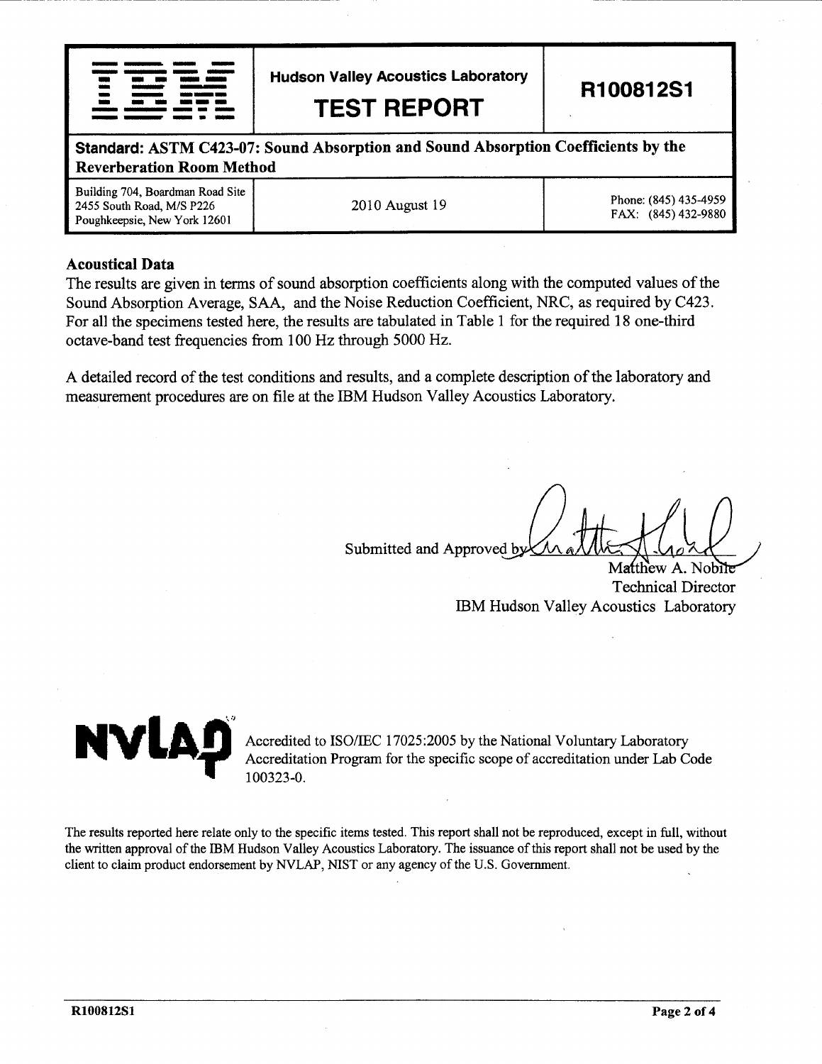| IBM | Hudson Valley Acoustics Laboratory **TEST REPORT** | **R100812S1** |
|---|---|---|
| **Standard: ASTM C423-07: Sound Absorption and Sound Absorption Coefficients by the Reverberation Room Method** | | |
| Building 704, Boardman Road Site 2455 South Road, M/S P226 Poughkeepsie, New York 12601 | 2010 August 19 | Phone: (845) 435-4959 FAX: (845) 432-9880 |

**Acoustical Data**

The results are given in terms of sound absorption coefficients along with the computed values of the Sound Absorption Average, SAA, and the Noise Reduction Coefficient, NRC, as required by C423. For all the specimens tested here, the results are tabulated in Table 1 for the required 18 one-third octave-band test frequencies from 100 Hz through 5000 Hz.

A detailed record of the test conditions and results, and a complete description of the laboratory and measurement procedures are on file at the IBM Hudson Valley Acoustics Laboratory.

Submitted and Approved by

Matthew A. Nobile
Technical Director
IBM Hudson Valley Acoustics Laboratory

NVLAP

Accredited to ISO/IEC 17025:2005 by the National Voluntary Laboratory Accreditation Program for the specific scope of accreditation under Lab Code 100323-0.

The results reported here relate only to the specific items tested. This report shall not be reproduced, except in full, without the written approval of the IBM Hudson Valley Acoustics Laboratory. The issuance of this report shall not be used by the client to claim product endorsement by NVLAP, NIST or any agency of the U.S. Government.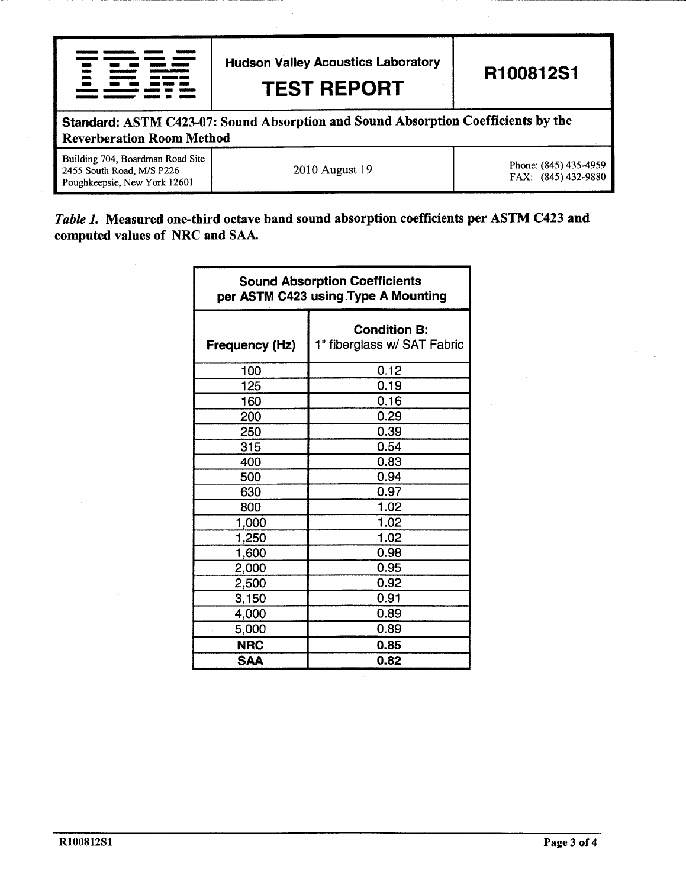| IBM | Hudson Valley Acoustics Laboratory<br>**TEST REPORT** | **R100812S1** |
|---|---|---|
| **Standard: ASTM C423-07: Sound Absorption and Sound Absorption Coefficients by the Reverberation Room Method** | | |
| Building 704, Boardman Road Site<br>2455 South Road, M/S P226<br>Poughkeepsie, New York 12601 | 2010 August 19 | Phone: (845) 435-4959<br>FAX: (845) 432-9880 |

***Table 1.*** **Measured one-third octave band sound absorption coefficients per ASTM C423 and computed values of NRC and SAA.**

| Sound Absorption Coefficients per ASTM C423 using Type A Mounting | |
|---|---|
| **Frequency (Hz)** | **Condition B:**<br>1" fiberglass w/ SAT Fabric |
| 100 | 0.12 |
| 125 | 0.19 |
| 160 | 0.16 |
| 200 | 0.29 |
| 250 | 0.39 |
| 315 | 0.54 |
| 400 | 0.83 |
| 500 | 0.94 |
| 630 | 0.97 |
| 800 | 1.02 |
| 1,000 | 1.02 |
| 1,250 | 1.02 |
| 1,600 | 0.98 |
| 2,000 | 0.95 |
| 2,500 | 0.92 |
| 3,150 | 0.91 |
| 4,000 | 0.89 |
| 5,000 | 0.89 |
| **NRC** | **0.85** |
| **SAA** | **0.82** |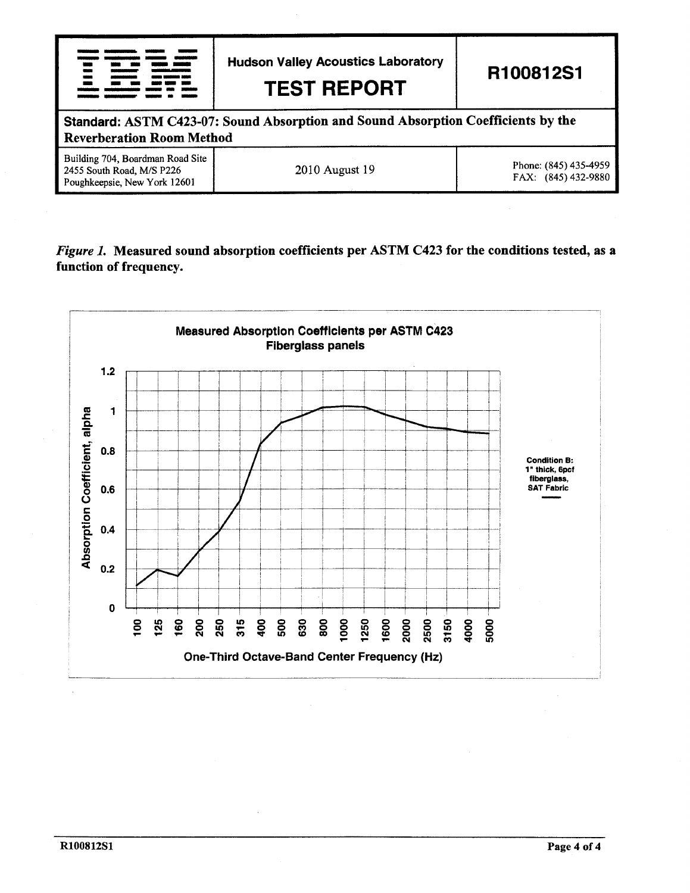| IBM | Hudson Valley Acoustics Laboratory **TEST REPORT** | **R100812S1** |
| --- | --- | --- |
| **Standard: ASTM C423-07: Sound Absorption and Sound Absorption Coefficients by the Reverberation Room Method** | | |
| Building 704, Boardman Road Site 2455 South Road, M/S P226 Poughkeepsie, New York 12601 | 2010 August 19 | Phone: (845) 435-4959 FAX: (845) 432-9880 |

*Figure 1.* **Measured sound absorption coefficients per ASTM C423 for the conditions tested, as a function of frequency.**

**Measured Absorption Coefficients per ASTM C423**
**Fiberglass panels**

Absorption Coefficient, alpha

1.2
1
0.8
0.6
0.4
0.2
0

100
125
160
200
250
315
400
500
630
800
1000
1250
1600
2000
2500
3150
4000
5000

One-Third Octave-Band Center Frequency (Hz)

**Condition B:**
**1" thick, 6pcf fiberglass, SAT Fabric**